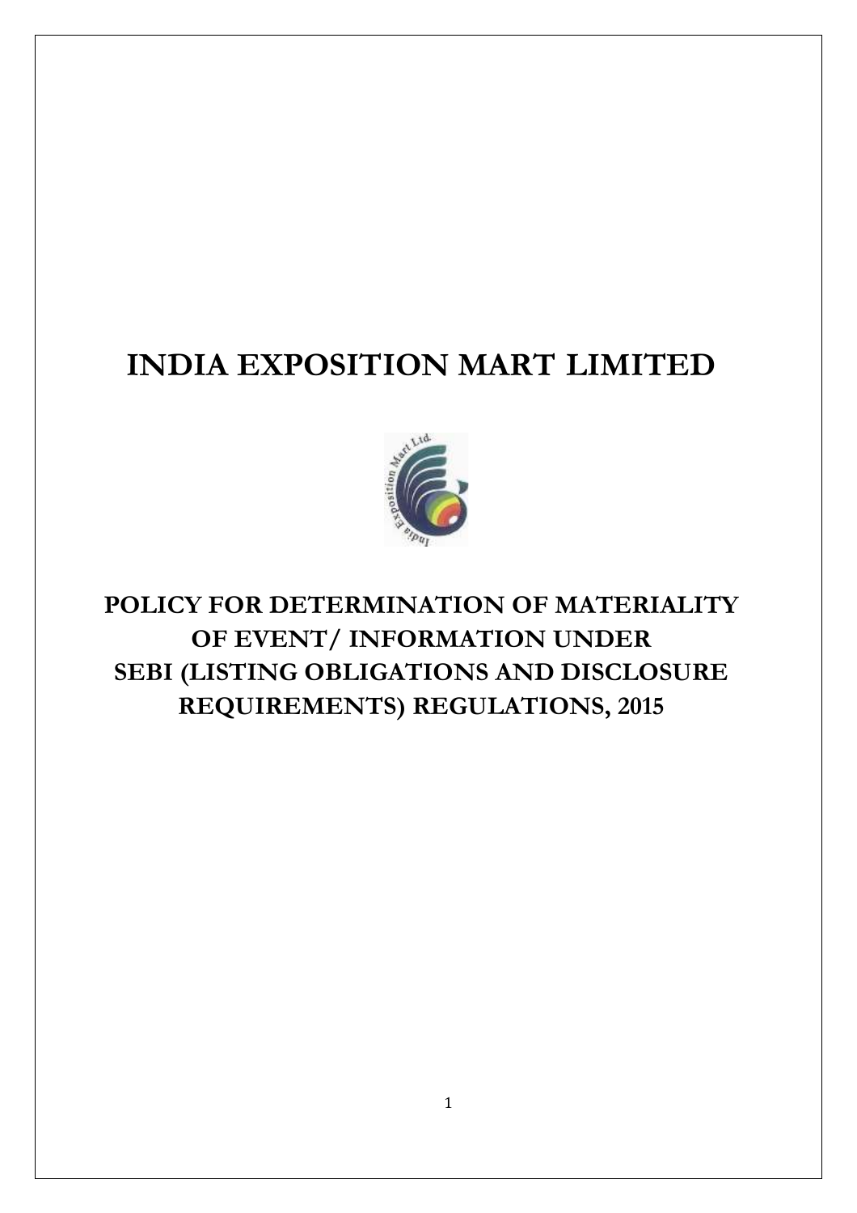# INDIA EXPOSITION MART LIMITED

## POLICY FOR DETERMINATION OF MATERIALITY OF EVENT/ INFORMATION UNDER SEBI (LISTING OBLIGATIONS AND DISCLOSURE REQUIREMENTS) REGULATIONS, 2015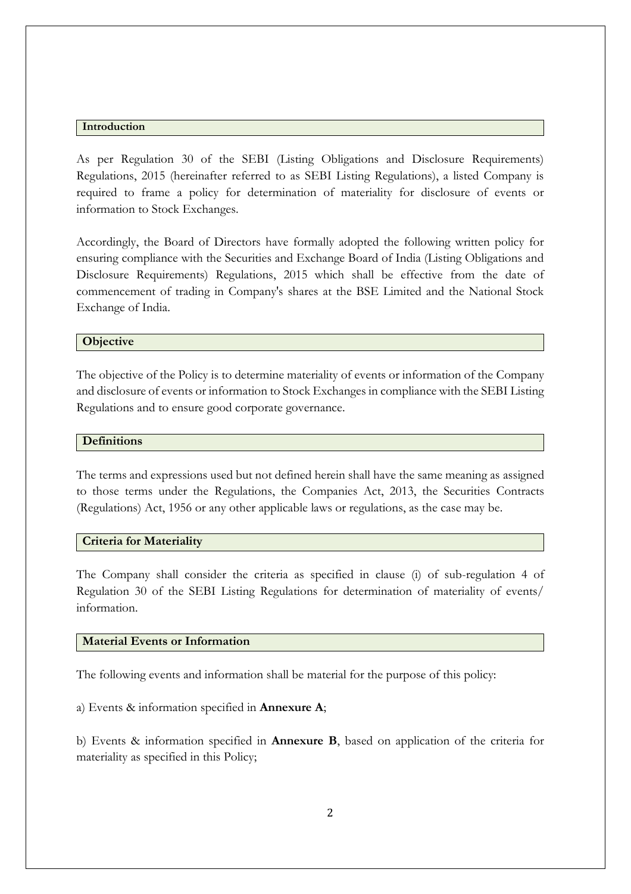## Introduction

As per Regulation 30 of the SEBI (Listing Obligations and Disclosure Requirements) Regulations, 2015 (hereinafter referred to as SEBI Listing Regulations), a listed Company is required to frame a policy for determination of materiality for disclosure of events or information to Stock Exchanges.

Accordingly, the Board of Directors have formally adopted the following written policy for ensuring compliance with the Securities and Exchange Board of India (Listing Obligations and Disclosure Requirements) Regulations, 2015 which shall be effective from the date of commencement of trading in Company's shares at the BSE Limited and the National Stock Exchange of India.

## Objective

The objective of the Policy is to determine materiality of events or information of the Company and disclosure of events or information to Stock Exchanges in compliance with the SEBI Listing Regulations and to ensure good corporate governance.

## Definitions

The terms and expressions used but not defined herein shall have the same meaning as assigned to those terms under the Regulations, the Companies Act, 2013, the Securities Contracts (Regulations) Act, 1956 or any other applicable laws or regulations, as the case may be.

## Criteria for Materiality

The Company shall consider the criteria as specified in clause (i) of sub-regulation 4 of Regulation 30 of the SEBI Listing Regulations for determination of materiality of events/ information.

## Material Events or Information

The following events and information shall be material for the purpose of this policy:

a) Events & information specified in **Annexure A**;

b) Events & information specified in **Annexure B**, based on application of the criteria for materiality as specified in this Policy;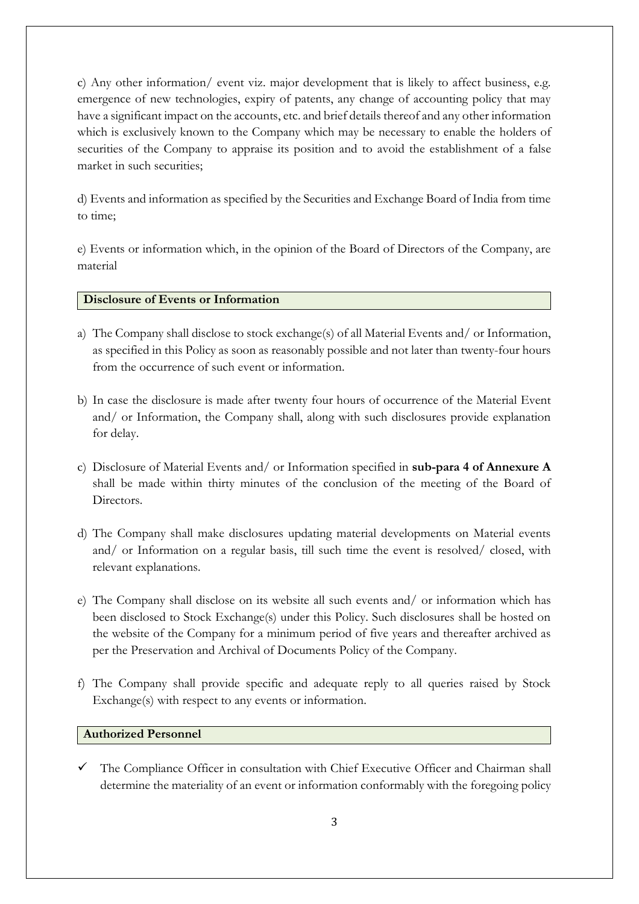c) Any other information/ event viz. major development that is likely to affect business, e.g. emergence of new technologies, expiry of patents, any change of accounting policy that may have a significant impact on the accounts, etc. and brief details thereof and any other information which is exclusively known to the Company which may be necessary to enable the holders of securities of the Company to appraise its position and to avoid the establishment of a false market in such securities;

d) Events and information as specified by the Securities and Exchange Board of India from time to time;

e) Events or information which, in the opinion of the Board of Directors of the Company, are material

## Disclosure of Events or Information

a) The Company shall disclose to stock exchange(s) of all Material Events and/ or Information, as specified in this Policy as soon as reasonably possible and not later than twenty-four hours from the occurrence of such event or information.

b) In case the disclosure is made after twenty four hours of occurrence of the Material Event and/ or Information, the Company shall, along with such disclosures provide explanation for delay.

c) Disclosure of Material Events and/ or Information specified in **sub-para 4 of Annexure A** shall be made within thirty minutes of the conclusion of the meeting of the Board of Directors.

d) The Company shall make disclosures updating material developments on Material events and/ or Information on a regular basis, till such time the event is resolved/ closed, with relevant explanations.

e) The Company shall disclose on its website all such events and/ or information which has been disclosed to Stock Exchange(s) under this Policy. Such disclosures shall be hosted on the website of the Company for a minimum period of five years and thereafter archived as per the Preservation and Archival of Documents Policy of the Company.

f) The Company shall provide specific and adequate reply to all queries raised by Stock Exchange(s) with respect to any events or information.

## Authorized Personnel

- ✓ The Compliance Officer in consultation with Chief Executive Officer and Chairman shall determine the materiality of an event or information conformably with the foregoing policy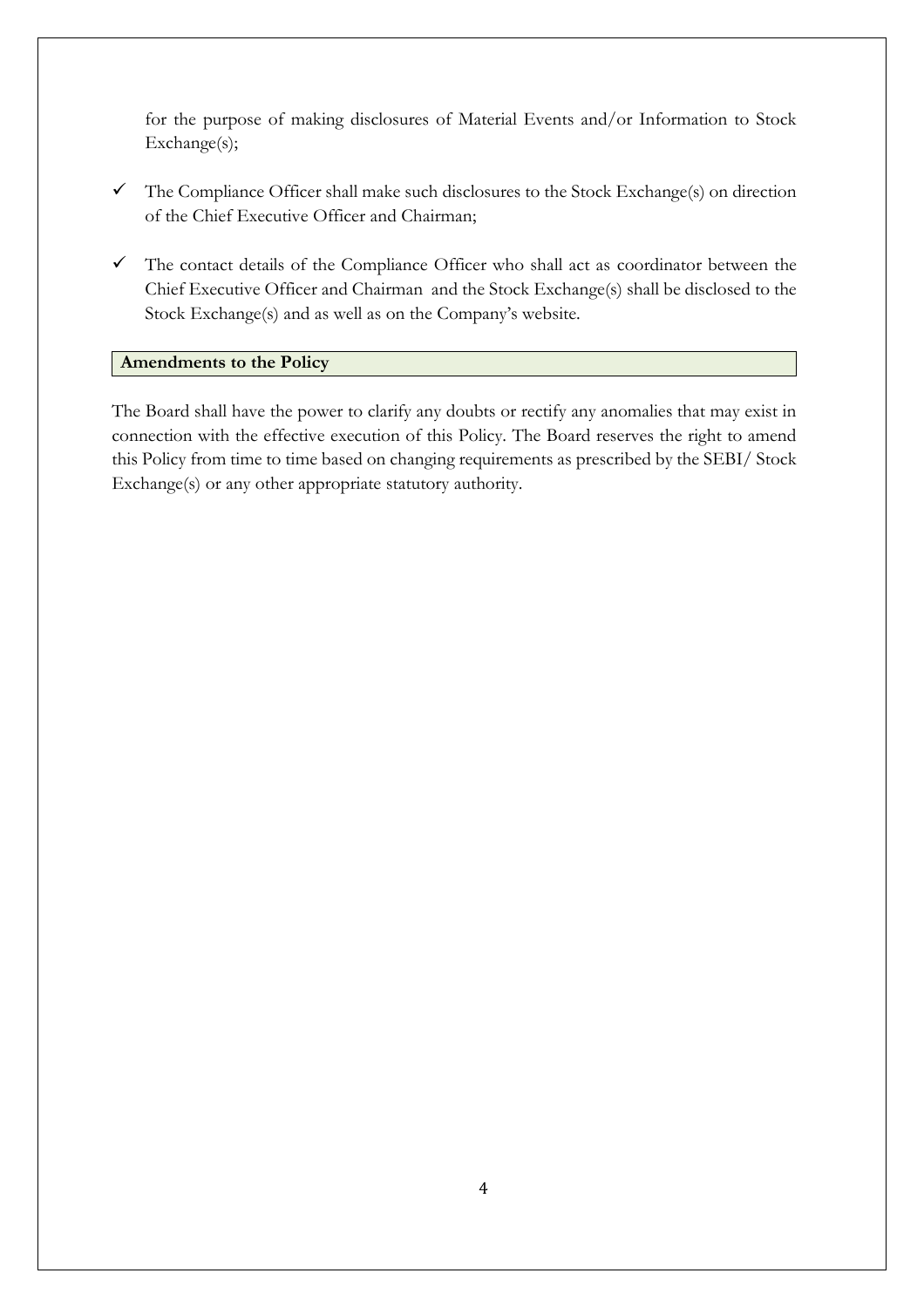for the purpose of making disclosures of Material Events and/or Information to Stock Exchange(s);

- ✓ The Compliance Officer shall make such disclosures to the Stock Exchange(s) on direction of the Chief Executive Officer and Chairman;

- ✓ The contact details of the Compliance Officer who shall act as coordinator between the Chief Executive Officer and Chairman and the Stock Exchange(s) shall be disclosed to the Stock Exchange(s) and as well as on the Company's website.

## Amendments to the Policy

The Board shall have the power to clarify any doubts or rectify any anomalies that may exist in connection with the effective execution of this Policy. The Board reserves the right to amend this Policy from time to time based on changing requirements as prescribed by the SEBI/ Stock Exchange(s) or any other appropriate statutory authority.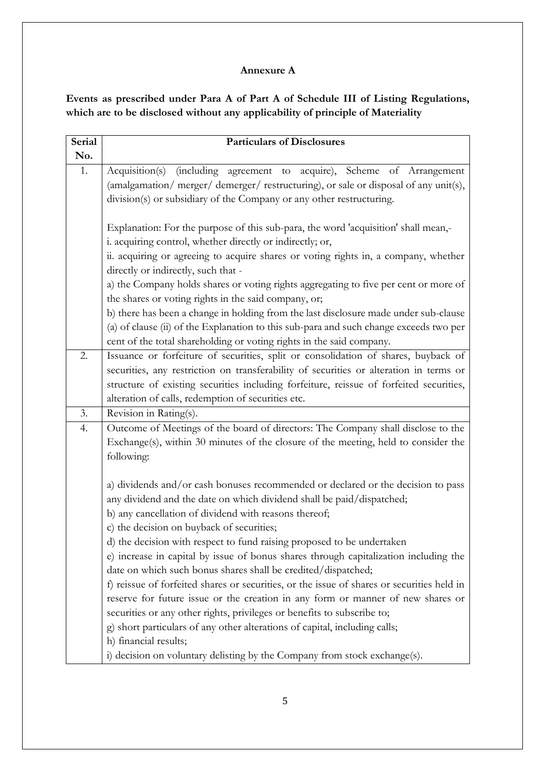**Annexure A**

**Events as prescribed under Para A of Part A of Schedule III of Listing Regulations, which are to be disclosed without any applicability of principle of Materiality**

| Serial No. | Particulars of Disclosures |
|---|---|
| 1. | Acquisition(s) (including agreement to acquire), Scheme of Arrangement (amalgamation/ merger/ demerger/ restructuring), or sale or disposal of any unit(s), division(s) or subsidiary of the Company or any other restructuring.<br><br>Explanation: For the purpose of this sub-para, the word 'acquisition' shall mean,-<br>i. acquiring control, whether directly or indirectly; or,<br>ii. acquiring or agreeing to acquire shares or voting rights in, a company, whether directly or indirectly, such that -<br>a) the Company holds shares or voting rights aggregating to five per cent or more of the shares or voting rights in the said company, or;<br>b) there has been a change in holding from the last disclosure made under sub-clause (a) of clause (ii) of the Explanation to this sub-para and such change exceeds two per cent of the total shareholding or voting rights in the said company. |
| 2. | Issuance or forfeiture of securities, split or consolidation of shares, buyback of securities, any restriction on transferability of securities or alteration in terms or structure of existing securities including forfeiture, reissue of forfeited securities, alteration of calls, redemption of securities etc. |
| 3. | Revision in Rating(s). |
| 4. | Outcome of Meetings of the board of directors: The Company shall disclose to the Exchange(s), within 30 minutes of the closure of the meeting, held to consider the following:<br><br>a) dividends and/or cash bonuses recommended or declared or the decision to pass any dividend and the date on which dividend shall be paid/dispatched;<br>b) any cancellation of dividend with reasons thereof;<br>c) the decision on buyback of securities;<br>d) the decision with respect to fund raising proposed to be undertaken<br>e) increase in capital by issue of bonus shares through capitalization including the date on which such bonus shares shall be credited/dispatched;<br>f) reissue of forfeited shares or securities, or the issue of shares or securities held in reserve for future issue or the creation in any form or manner of new shares or securities or any other rights, privileges or benefits to subscribe to;<br>g) short particulars of any other alterations of capital, including calls;<br>h) financial results;<br>i) decision on voluntary delisting by the Company from stock exchange(s). |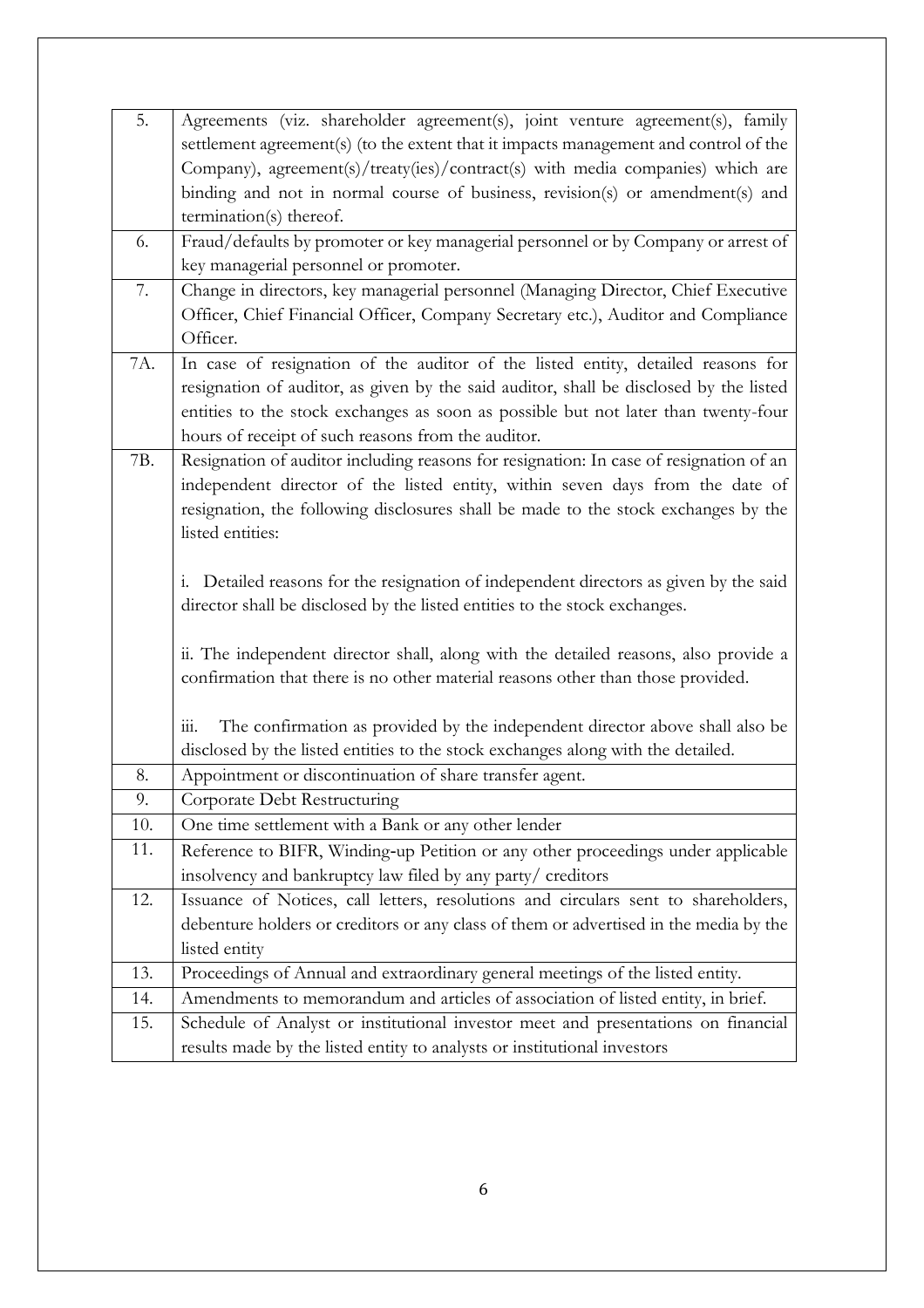| | |
|---|---|
| 5. | Agreements (viz. shareholder agreement(s), joint venture agreement(s), family settlement agreement(s) (to the extent that it impacts management and control of the Company), agreement(s)/treaty(ies)/contract(s) with media companies) which are binding and not in normal course of business, revision(s) or amendment(s) and termination(s) thereof. |
| 6. | Fraud/defaults by promoter or key managerial personnel or by Company or arrest of key managerial personnel or promoter. |
| 7. | Change in directors, key managerial personnel (Managing Director, Chief Executive Officer, Chief Financial Officer, Company Secretary etc.), Auditor and Compliance Officer. |
| 7A. | In case of resignation of the auditor of the listed entity, detailed reasons for resignation of auditor, as given by the said auditor, shall be disclosed by the listed entities to the stock exchanges as soon as possible but not later than twenty-four hours of receipt of such reasons from the auditor. |
| 7B. | Resignation of auditor including reasons for resignation: In case of resignation of an independent director of the listed entity, within seven days from the date of resignation, the following disclosures shall be made to the stock exchanges by the listed entities:<br><br>i. Detailed reasons for the resignation of independent directors as given by the said director shall be disclosed by the listed entities to the stock exchanges.<br><br>ii. The independent director shall, along with the detailed reasons, also provide a confirmation that there is no other material reasons other than those provided.<br><br>iii. The confirmation as provided by the independent director above shall also be disclosed by the listed entities to the stock exchanges along with the detailed. |
| 8. | Appointment or discontinuation of share transfer agent. |
| 9. | Corporate Debt Restructuring |
| 10. | One time settlement with a Bank or any other lender |
| 11. | Reference to BIFR, Winding-up Petition or any other proceedings under applicable insolvency and bankruptcy law filed by any party/ creditors |
| 12. | Issuance of Notices, call letters, resolutions and circulars sent to shareholders, debenture holders or creditors or any class of them or advertised in the media by the listed entity |
| 13. | Proceedings of Annual and extraordinary general meetings of the listed entity. |
| 14. | Amendments to memorandum and articles of association of listed entity, in brief. |
| 15. | Schedule of Analyst or institutional investor meet and presentations on financial results made by the listed entity to analysts or institutional investors |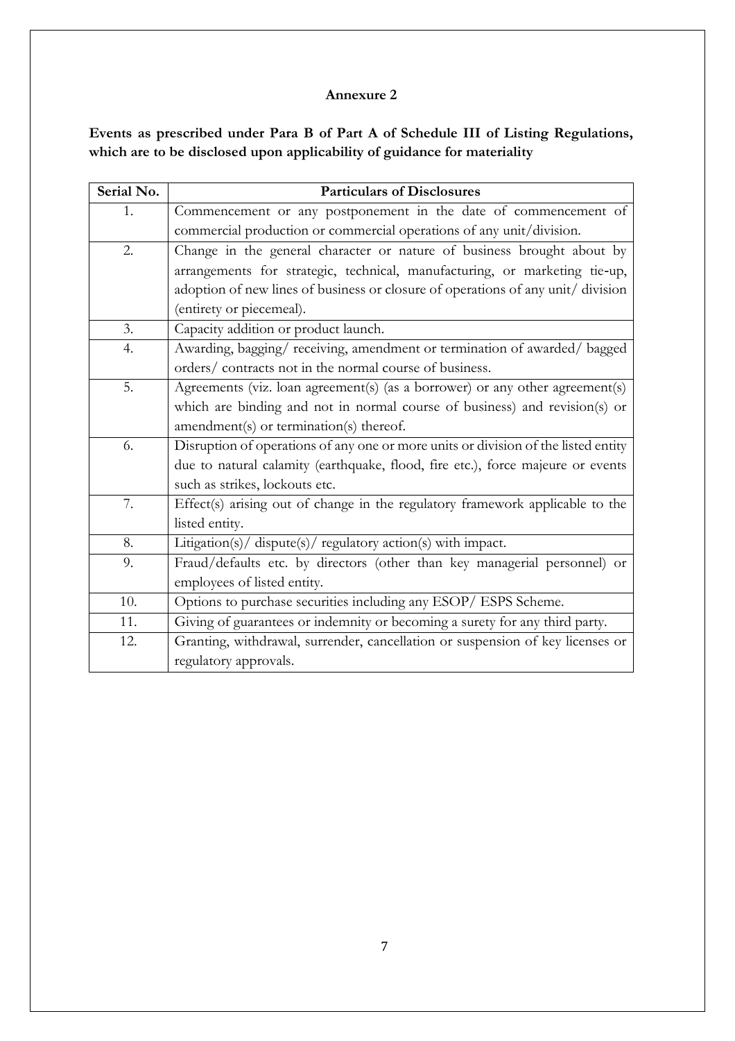**Annexure 2**

**Events as prescribed under Para B of Part A of Schedule III of Listing Regulations, which are to be disclosed upon applicability of guidance for materiality**

| Serial No. | Particulars of Disclosures |
| --- | --- |
| 1. | Commencement or any postponement in the date of commencement of commercial production or commercial operations of any unit/division. |
| 2. | Change in the general character or nature of business brought about by arrangements for strategic, technical, manufacturing, or marketing tie-up, adoption of new lines of business or closure of operations of any unit/ division (entirety or piecemeal). |
| 3. | Capacity addition or product launch. |
| 4. | Awarding, bagging/ receiving, amendment or termination of awarded/ bagged orders/ contracts not in the normal course of business. |
| 5. | Agreements (viz. loan agreement(s) (as a borrower) or any other agreement(s) which are binding and not in normal course of business) and revision(s) or amendment(s) or termination(s) thereof. |
| 6. | Disruption of operations of any one or more units or division of the listed entity due to natural calamity (earthquake, flood, fire etc.), force majeure or events such as strikes, lockouts etc. |
| 7. | Effect(s) arising out of change in the regulatory framework applicable to the listed entity. |
| 8. | Litigation(s)/ dispute(s)/ regulatory action(s) with impact. |
| 9. | Fraud/defaults etc. by directors (other than key managerial personnel) or employees of listed entity. |
| 10. | Options to purchase securities including any ESOP/ ESPS Scheme. |
| 11. | Giving of guarantees or indemnity or becoming a surety for any third party. |
| 12. | Granting, withdrawal, surrender, cancellation or suspension of key licenses or regulatory approvals. |